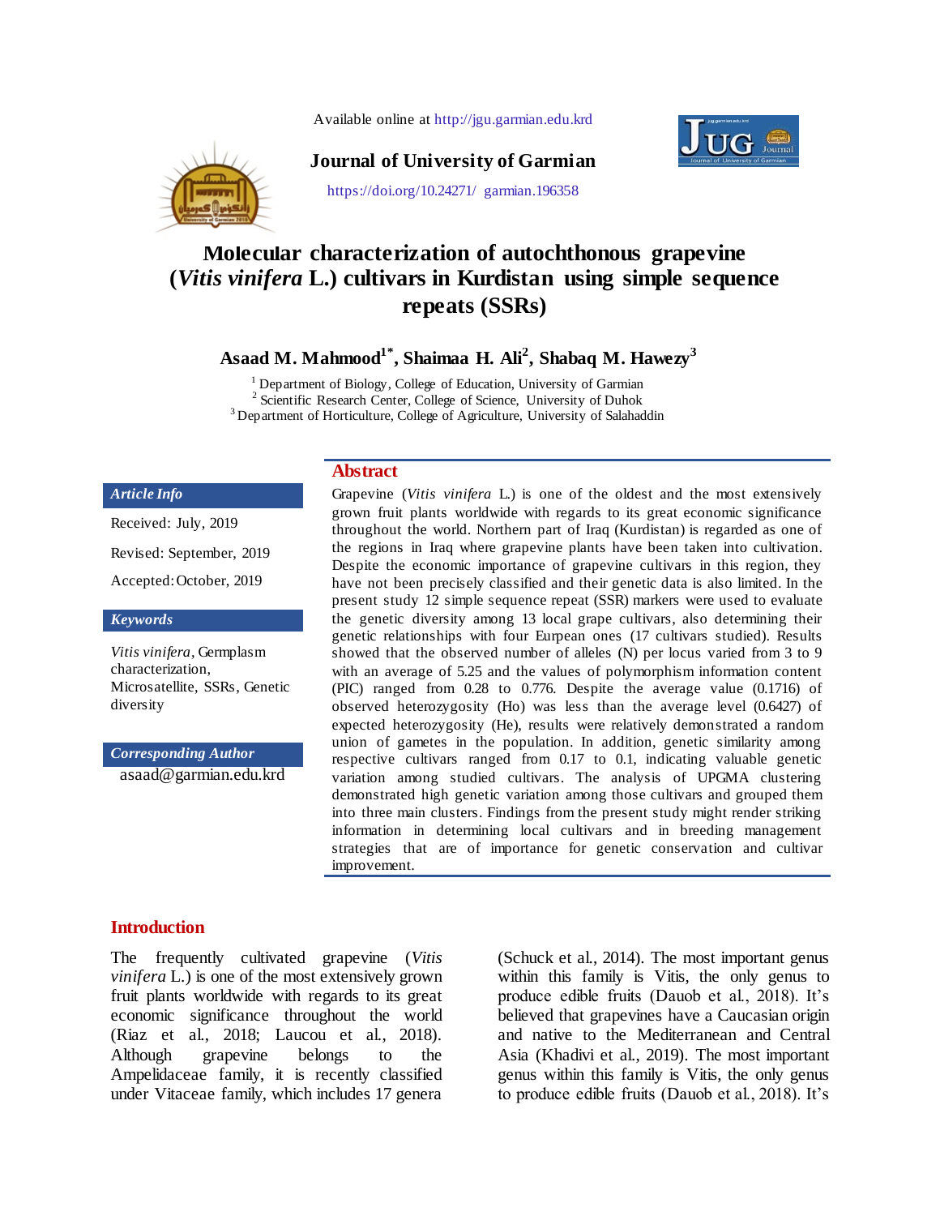Available online at http://jgu.garmian.edu.krd

**Journal of University of Garmian**

https://doi.org/10.24271/ garmian.196358

# Molecular characterization of autochthonous grapevine (*Vitis vinifera* L.) cultivars in Kurdistan using simple sequence repeats (SSRs)

**Asaad M. Mahmood[1*], Shaimaa H. Ali[2], Shabaq M. Hawezy[3]**

[1] Department of Biology, College of Education, University of Garmian
[2] Scientific Research Center, College of Science, University of Duhok
[3] Department of Horticulture, College of Agriculture, University of Salahaddin

### Article Info

Received: July, 2019

Revised: September, 2019

Accepted: October, 2019

### Keywords

*Vitis vinifera*, Germplasm characterization, Microsatellite, SSRs, Genetic diversity

### Corresponding Author

asaad@garmian.edu.krd

## Abstract

Grapevine (*Vitis vinifera* L.) is one of the oldest and the most extensively grown fruit plants worldwide with regards to its great economic significance throughout the world. Northern part of Iraq (Kurdistan) is regarded as one of the regions in Iraq where grapevine plants have been taken into cultivation. Despite the economic importance of grapevine cultivars in this region, they have not been precisely classified and their genetic data is also limited. In the present study 12 simple sequence repeat (SSR) markers were used to evaluate the genetic diversity among 13 local grape cultivars, also determining their genetic relationships with four Eurpean ones (17 cultivars studied). Results showed that the observed number of alleles (N) per locus varied from 3 to 9 with an average of 5.25 and the values of polymorphism information content (PIC) ranged from 0.28 to 0.776. Despite the average value (0.1716) of observed heterozygosity (Ho) was less than the average level (0.6427) of expected heterozygosity (He), results were relatively demonstrated a random union of gametes in the population. In addition, genetic similarity among respective cultivars ranged from 0.17 to 0.1, indicating valuable genetic variation among studied cultivars. The analysis of UPGMA clustering demonstrated high genetic variation among those cultivars and grouped them into three main clusters. Findings from the present study might render striking information in determining local cultivars and in breeding management strategies that are of importance for genetic conservation and cultivar improvement.

## Introduction

The frequently cultivated grapevine (*Vitis vinifera* L.) is one of the most extensively grown fruit plants worldwide with regards to its great economic significance throughout the world (Riaz et al., 2018; Laucou et al., 2018). Although grapevine belongs to the Ampelidaceae family, it is recently classified under Vitaceae family, which includes 17 genera (Schuck et al., 2014). The most important genus within this family is Vitis, the only genus to produce edible fruits (Dauob et al., 2018). It's believed that grapevines have a Caucasian origin and native to the Mediterranean and Central Asia (Khadivi et al., 2019). The most important genus within this family is Vitis, the only genus to produce edible fruits (Dauob et al., 2018). It's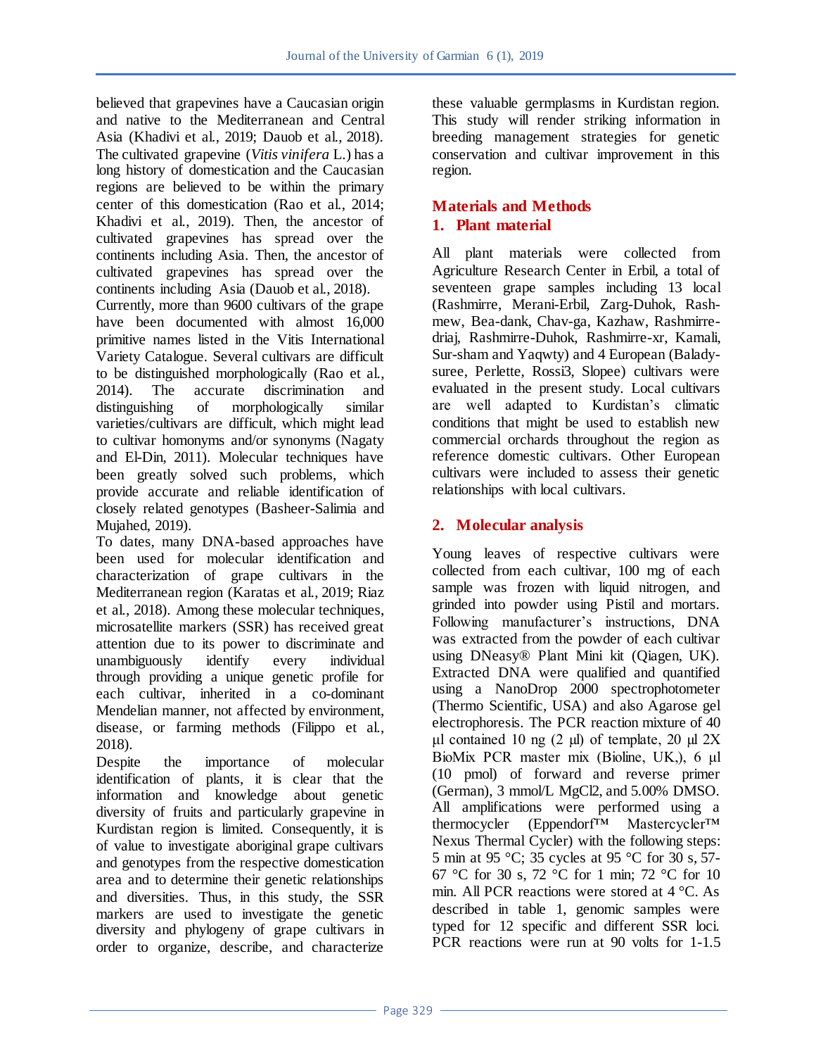believed that grapevines have a Caucasian origin and native to the Mediterranean and Central Asia (Khadivi et al., 2019; Dauob et al., 2018). The cultivated grapevine (*Vitis vinifera* L.) has a long history of domestication and the Caucasian regions are believed to be within the primary center of this domestication (Rao et al., 2014; Khadivi et al., 2019). Then, the ancestor of cultivated grapevines has spread over the continents including Asia. Then, the ancestor of cultivated grapevines has spread over the continents including Asia (Dauob et al., 2018).

Currently, more than 9600 cultivars of the grape have been documented with almost 16,000 primitive names listed in the Vitis International Variety Catalogue. Several cultivars are difficult to be distinguished morphologically (Rao et al., 2014). The accurate discrimination and distinguishing of morphologically similar varieties/cultivars are difficult, which might lead to cultivar homonyms and/or synonyms (Nagaty and El-Din, 2011). Molecular techniques have been greatly solved such problems, which provide accurate and reliable identification of closely related genotypes (Basheer-Salimia and Mujahed, 2019).

To dates, many DNA-based approaches have been used for molecular identification and characterization of grape cultivars in the Mediterranean region (Karatas et al., 2019; Riaz et al., 2018). Among these molecular techniques, microsatellite markers (SSR) has received great attention due to its power to discriminate and unambiguously identify every individual through providing a unique genetic profile for each cultivar, inherited in a co-dominant Mendelian manner, not affected by environment, disease, or farming methods (Filippo et al., 2018).

Despite the importance of molecular identification of plants, it is clear that the information and knowledge about genetic diversity of fruits and particularly grapevine in Kurdistan region is limited. Consequently, it is of value to investigate aboriginal grape cultivars and genotypes from the respective domestication area and to determine their genetic relationships and diversities. Thus, in this study, the SSR markers are used to investigate the genetic diversity and phylogeny of grape cultivars in order to organize, describe, and characterize these valuable germplasms in Kurdistan region. This study will render striking information in breeding management strategies for genetic conservation and cultivar improvement in this region.

## Materials and Methods

### 1. Plant material

All plant materials were collected from Agriculture Research Center in Erbil, a total of seventeen grape samples including 13 local (Rashmirre, Merani-Erbil, Zarg-Duhok, Rash-mew, Bea-dank, Chav-ga, Kazhaw, Rashmirre-driaj, Rashmirre-Duhok, Rashmirre-xr, Kamali, Sur-sham and Yaqwty) and 4 European (Balady-suree, Perlette, Rossi3, Slopee) cultivars were evaluated in the present study. Local cultivars are well adapted to Kurdistan's climatic conditions that might be used to establish new commercial orchards throughout the region as reference domestic cultivars. Other European cultivars were included to assess their genetic relationships with local cultivars.

### 2. Molecular analysis

Young leaves of respective cultivars were collected from each cultivar, 100 mg of each sample was frozen with liquid nitrogen, and grinded into powder using Pistil and mortars. Following manufacturer's instructions, DNA was extracted from the powder of each cultivar using DNeasy® Plant Mini kit (Qiagen, UK). Extracted DNA were qualified and quantified using a NanoDrop 2000 spectrophotometer (Thermo Scientific, USA) and also Agarose gel electrophoresis. The PCR reaction mixture of 40 µl contained 10 ng (2 µl) of template, 20 µl 2X BioMix PCR master mix (Bioline, UK,), 6 µl (10 pmol) of forward and reverse primer (German), 3 mmol/L $MgCl_2$, and 5.00% DMSO. All amplifications were performed using a thermocycler (Eppendorf™ Mastercycler™ Nexus Thermal Cycler) with the following steps: 5 min at 95 °C; 35 cycles at 95 °C for 30 s, 57-67 °C for 30 s, 72 °C for 1 min; 72 °C for 10 min. All PCR reactions were stored at 4 °C. As described in table 1, genomic samples were typed for 12 specific and different SSR loci. PCR reactions were run at 90 volts for 1-1.5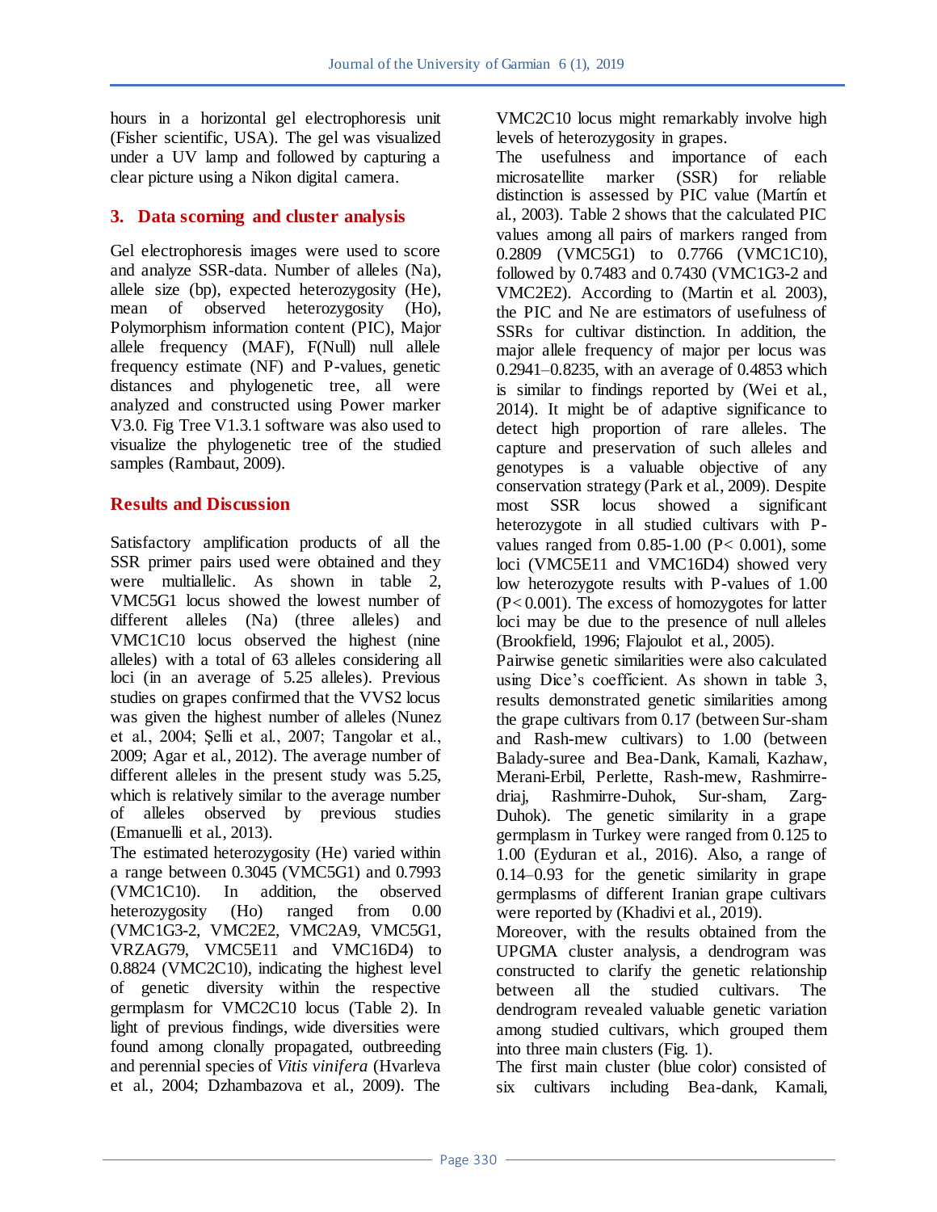hours in a horizontal gel electrophoresis unit (Fisher scientific, USA). The gel was visualized under a UV lamp and followed by capturing a clear picture using a Nikon digital camera.

## 3. Data scorning and cluster analysis

Gel electrophoresis images were used to score and analyze SSR-data. Number of alleles (Na), allele size (bp), expected heterozygosity (He), mean of observed heterozygosity (Ho), Polymorphism information content (PIC), Major allele frequency (MAF), F(Null) null allele frequency estimate (NF) and P-values, genetic distances and phylogenetic tree, all were analyzed and constructed using Power marker V3.0. Fig Tree V1.3.1 software was also used to visualize the phylogenetic tree of the studied samples (Rambaut, 2009).

## Results and Discussion

Satisfactory amplification products of all the SSR primer pairs used were obtained and they were multiallelic. As shown in table 2, VMC5G1 locus showed the lowest number of different alleles (Na) (three alleles) and VMC1C10 locus observed the highest (nine alleles) with a total of 63 alleles considering all loci (in an average of 5.25 alleles). Previous studies on grapes confirmed that the VVS2 locus was given the highest number of alleles (Nunez et al., 2004; Şelli et al., 2007; Tangolar et al., 2009; Agar et al., 2012). The average number of different alleles in the present study was 5.25, which is relatively similar to the average number of alleles observed by previous studies (Emanuelli et al., 2013).

The estimated heterozygosity (He) varied within a range between 0.3045 (VMC5G1) and 0.7993 (VMC1C10). In addition, the observed heterozygosity (Ho) ranged from 0.00 (VMC1G3-2, VMC2E2, VMC2A9, VMC5G1, VRZAG79, VMC5E11 and VMC16D4) to 0.8824 (VMC2C10), indicating the highest level of genetic diversity within the respective germplasm for VMC2C10 locus (Table 2). In light of previous findings, wide diversities were found among clonally propagated, outbreeding and perennial species of *Vitis vinifera* (Hvarleva et al., 2004; Dzhambazova et al., 2009). The VMC2C10 locus might remarkably involve high levels of heterozygosity in grapes.

The usefulness and importance of each microsatellite marker (SSR) for reliable distinction is assessed by PIC value (Martín et al., 2003). Table 2 shows that the calculated PIC values among all pairs of markers ranged from 0.2809 (VMC5G1) to 0.7766 (VMC1C10), followed by 0.7483 and 0.7430 (VMC1G3-2 and VMC2E2). According to (Martin et al. 2003), the PIC and Ne are estimators of usefulness of SSRs for cultivar distinction. In addition, the major allele frequency of major per locus was 0.2941–0.8235, with an average of 0.4853 which is similar to findings reported by (Wei et al., 2014). It might be of adaptive significance to detect high proportion of rare alleles. The capture and preservation of such alleles and genotypes is a valuable objective of any conservation strategy (Park et al., 2009). Despite most SSR locus showed a significant heterozygote in all studied cultivars with P-values ranged from 0.85-1.00 ($P< 0.001$), some loci (VMC5E11 and VMC16D4) showed very low heterozygote results with P-values of 1.00 ($P<0.001$). The excess of homozygotes for latter loci may be due to the presence of null alleles (Brookfield, 1996; Flajoulot et al., 2005).

Pairwise genetic similarities were also calculated using Dice's coefficient. As shown in table 3, results demonstrated genetic similarities among the grape cultivars from 0.17 (between Sur-sham and Rash-mew cultivars) to 1.00 (between Balady-suree and Bea-Dank, Kamali, Kazhaw, Merani-Erbil, Perlette, Rash-mew, Rashmirre-driaj, Rashmirre-Duhok, Sur-sham, Zarg-Duhok). The genetic similarity in a grape germplasm in Turkey were ranged from 0.125 to 1.00 (Eyduran et al., 2016). Also, a range of 0.14–0.93 for the genetic similarity in grape germplasms of different Iranian grape cultivars were reported by (Khadivi et al., 2019).

Moreover, with the results obtained from the UPGMA cluster analysis, a dendrogram was constructed to clarify the genetic relationship between all the studied cultivars. The dendrogram revealed valuable genetic variation among studied cultivars, which grouped them into three main clusters (Fig. 1).

The first main cluster (blue color) consisted of six cultivars including Bea-dank, Kamali,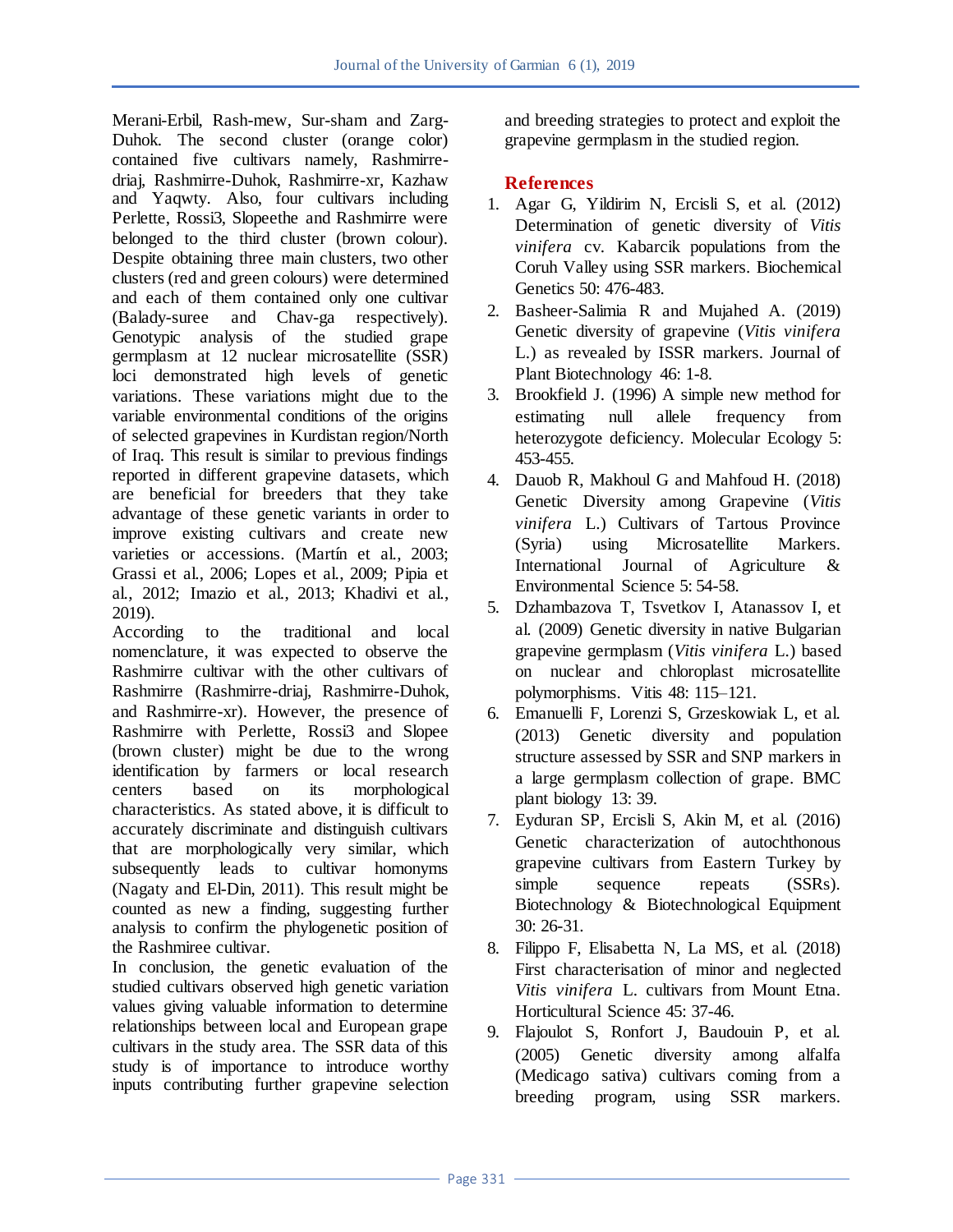Merani-Erbil, Rash-mew, Sur-sham and Zarg-Duhok. The second cluster (orange color) contained five cultivars namely, Rashmirre-driaj, Rashmirre-Duhok, Rashmirre-xr, Kazhaw and Yaqwty. Also, four cultivars including Perlette, Rossi3, Slopeethe and Rashmirre were belonged to the third cluster (brown colour). Despite obtaining three main clusters, two other clusters (red and green colours) were determined and each of them contained only one cultivar (Balady-suree and Chav-ga respectively). Genotypic analysis of the studied grape germplasm at 12 nuclear microsatellite (SSR) loci demonstrated high levels of genetic variations. These variations might due to the variable environmental conditions of the origins of selected grapevines in Kurdistan region/North of Iraq. This result is similar to previous findings reported in different grapevine datasets, which are beneficial for breeders that they take advantage of these genetic variants in order to improve existing cultivars and create new varieties or accessions. (Martín et al., 2003; Grassi et al., 2006; Lopes et al., 2009; Pipia et al., 2012; Imazio et al., 2013; Khadivi et al., 2019).

According to the traditional and local nomenclature, it was expected to observe the Rashmirre cultivar with the other cultivars of Rashmirre (Rashmirre-driaj, Rashmirre-Duhok, and Rashmirre-xr). However, the presence of Rashmirre with Perlette, Rossi3 and Slopee (brown cluster) might be due to the wrong identification by farmers or local research centers based on its morphological characteristics. As stated above, it is difficult to accurately discriminate and distinguish cultivars that are morphologically very similar, which subsequently leads to cultivar homonyms (Nagaty and El-Din, 2011). This result might be counted as new a finding, suggesting further analysis to confirm the phylogenetic position of the Rashmiree cultivar.

In conclusion, the genetic evaluation of the studied cultivars observed high genetic variation values giving valuable information to determine relationships between local and European grape cultivars in the study area. The SSR data of this study is of importance to introduce worthy inputs contributing further grapevine selection and breeding strategies to protect and exploit the grapevine germplasm in the studied region.

## References

1. Agar G, Yildirim N, Ercisli S, et al. (2012) Determination of genetic diversity of *Vitis vinifera* cv. Kabarcik populations from the Coruh Valley using SSR markers. Biochemical Genetics 50: 476-483.
2. Basheer-Salimia R and Mujahed A. (2019) Genetic diversity of grapevine (*Vitis vinifera* L.) as revealed by ISSR markers. Journal of Plant Biotechnology 46: 1-8.
3. Brookfield J. (1996) A simple new method for estimating null allele frequency from heterozygote deficiency. Molecular Ecology 5: 453-455.
4. Dauob R, Makhoul G and Mahfoud H. (2018) Genetic Diversity among Grapevine (*Vitis vinifera* L.) Cultivars of Tartous Province (Syria) using Microsatellite Markers. International Journal of Agriculture & Environmental Science 5: 54-58.
5. Dzhambazova T, Tsvetkov I, Atanassov I, et al. (2009) Genetic diversity in native Bulgarian grapevine germplasm (*Vitis vinifera* L.) based on nuclear and chloroplast microsatellite polymorphisms. Vitis 48: 115–121.
6. Emanuelli F, Lorenzi S, Grzeskowiak L, et al. (2013) Genetic diversity and population structure assessed by SSR and SNP markers in a large germplasm collection of grape. BMC plant biology 13: 39.
7. Eyduran SP, Ercisli S, Akin M, et al. (2016) Genetic characterization of autochthonous grapevine cultivars from Eastern Turkey by simple sequence repeats (SSRs). Biotechnology & Biotechnological Equipment 30: 26-31.
8. Filippo F, Elisabetta N, La MS, et al. (2018) First characterisation of minor and neglected *Vitis vinifera* L. cultivars from Mount Etna. Horticultural Science 45: 37-46.
9. Flajoulot S, Ronfort J, Baudouin P, et al. (2005) Genetic diversity among alfalfa (Medicago sativa) cultivars coming from a breeding program, using SSR markers.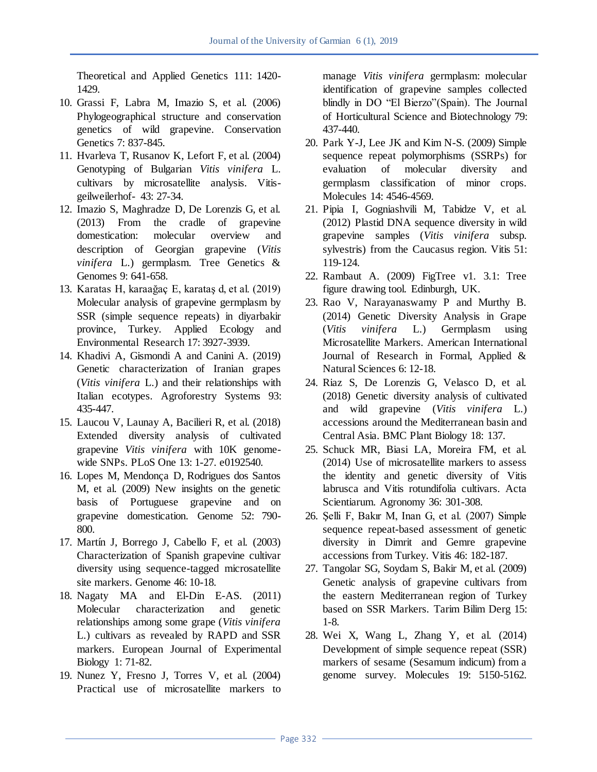Theoretical and Applied Genetics 111: 1420-1429.

10. Grassi F, Labra M, Imazio S, et al. (2006) Phylogeographical structure and conservation genetics of wild grapevine. Conservation Genetics 7: 837-845.
11. Hvarleva T, Rusanov K, Lefort F, et al. (2004) Genotyping of Bulgarian *Vitis vinifera* L. cultivars by microsatellite analysis. Vitis-geilweilerhof- 43: 27-34.
12. Imazio S, Maghradze D, De Lorenzis G, et al. (2013) From the cradle of grapevine domestication: molecular overview and description of Georgian grapevine (*Vitis vinifera* L.) germplasm. Tree Genetics & Genomes 9: 641-658.
13. Karatas H, karaağaç E, karataş d, et al. (2019) Molecular analysis of grapevine germplasm by SSR (simple sequence repeats) in diyarbakir province, Turkey. Applied Ecology and Environmental Research 17: 3927-3939.
14. Khadivi A, Gismondi A and Canini A. (2019) Genetic characterization of Iranian grapes (*Vitis vinifera* L.) and their relationships with Italian ecotypes. Agroforestry Systems 93: 435-447.
15. Laucou V, Launay A, Bacilieri R, et al. (2018) Extended diversity analysis of cultivated grapevine *Vitis vinifera* with 10K genome-wide SNPs. PLoS One 13: 1-27. e0192540.
16. Lopes M, Mendonça D, Rodrigues dos Santos M, et al. (2009) New insights on the genetic basis of Portuguese grapevine and on grapevine domestication. Genome 52: 790-800.
17. Martín J, Borrego J, Cabello F, et al. (2003) Characterization of Spanish grapevine cultivar diversity using sequence-tagged microsatellite site markers. Genome 46: 10-18.
18. Nagaty MA and El-Din E-AS. (2011) Molecular characterization and genetic relationships among some grape (*Vitis vinifera* L.) cultivars as revealed by RAPD and SSR markers. European Journal of Experimental Biology 1: 71-82.
19. Nunez Y, Fresno J, Torres V, et al. (2004) Practical use of microsatellite markers to manage *Vitis vinifera* germplasm: molecular identification of grapevine samples collected blindly in DO "El Bierzo"(Spain). The Journal of Horticultural Science and Biotechnology 79: 437-440.
20. Park Y-J, Lee JK and Kim N-S. (2009) Simple sequence repeat polymorphisms (SSRPs) for evaluation of molecular diversity and germplasm classification of minor crops. Molecules 14: 4546-4569.
21. Pipia I, Gogniashvili M, Tabidze V, et al. (2012) Plastid DNA sequence diversity in wild grapevine samples (*Vitis vinifera* subsp. sylvestris) from the Caucasus region. Vitis 51: 119-124.
22. Rambaut A. (2009) FigTree v1. 3.1: Tree figure drawing tool. Edinburgh, UK.
23. Rao V, Narayanaswamy P and Murthy B. (2014) Genetic Diversity Analysis in Grape (*Vitis vinifera* L.) Germplasm using Microsatellite Markers. American International Journal of Research in Formal, Applied & Natural Sciences 6: 12-18.
24. Riaz S, De Lorenzis G, Velasco D, et al. (2018) Genetic diversity analysis of cultivated and wild grapevine (*Vitis vinifera* L.) accessions around the Mediterranean basin and Central Asia. BMC Plant Biology 18: 137.
25. Schuck MR, Biasi LA, Moreira FM, et al. (2014) Use of microsatellite markers to assess the identity and genetic diversity of Vitis labrusca and Vitis rotundifolia cultivars. Acta Scientiarum. Agronomy 36: 301-308.
26. Şelli F, Bakır M, Inan G, et al. (2007) Simple sequence repeat-based assessment of genetic diversity in Dimrit and Gemre grapevine accessions from Turkey. Vitis 46: 182-187.
27. Tangolar SG, Soydam S, Bakir M, et al. (2009) Genetic analysis of grapevine cultivars from the eastern Mediterranean region of Turkey based on SSR Markers. Tarim Bilim Derg 15: 1-8.
28. Wei X, Wang L, Zhang Y, et al. (2014) Development of simple sequence repeat (SSR) markers of sesame (Sesamum indicum) from a genome survey. Molecules 19: 5150-5162.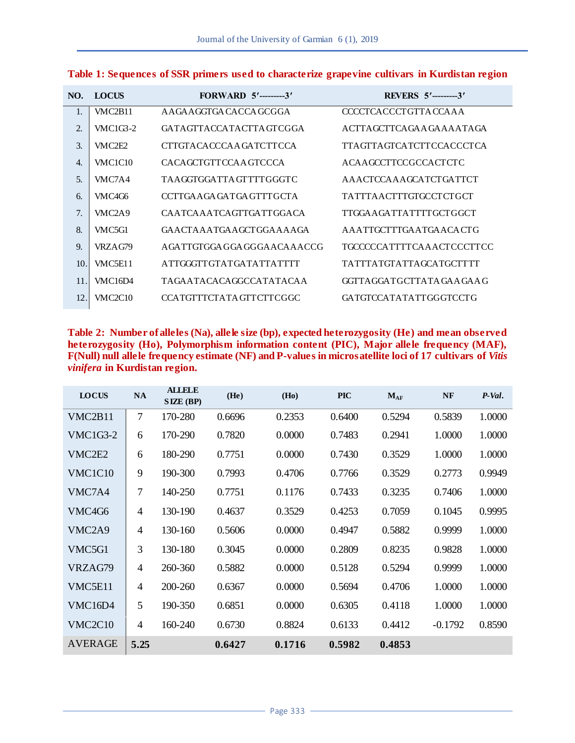**Table 1: Sequences of SSR primers used to characterize grapevine cultivars in Kurdistan region**

| NO. | LOCUS | FORWARD 5′---------3′ | REVERS 5′---------3′ |
|---|---|---|---|
| 1. | VMC2B11 | AAGAAGGTGACACCAGCGGA | CCCCTCACCCTGTTACCAAA |
| 2. | VMC1G3-2 | GATAGTTACCATACTTAGTCGGA | ACTTAGCTTCAGAAGAAAATAGA |
| 3. | VMC2E2 | CTTGTACACCCAAGATCTTCCA | TTAGTTAGTCATCTTCCACCCTCA |
| 4. | VMC1C10 | CACAGCTGTTCCAAGTCCCA | ACAAGCCTTCCGCCACTCTC |
| 5. | VMC7A4 | TAAGGTGGATTAGTTTTGGGTC | AAACTCCAAAGCATCTGATTCT |
| 6. | VMC4G6 | CCTTGAAGAGATGAGTTTGCTA | TATTTAACTTTGTGCCTCTGCT |
| 7. | VMC2A9 | CAATCAAATCAGTTGATTGGACA | TTGGAAGATTATTTTGCTGGCT |
| 8. | VMC5G1 | GAACTAAATGAAGCTGGAAAAGA | AAATTGCTTTGAATGAACACTG |
| 9. | VRZAG79 | AGATTGTGGAGGAGGGAACAAACCG | TGCCCCCATTTTCAAACTCCCTTCC |
| 10. | VMC5E11 | ATTGGGTTGTATGATATTATTTT | TATTTATGTATTAGCATGCTTTT |
| 11. | VMC16D4 | TAGAATACACAGGCCATATACAA | GGTTAGGATGCTTATAGAAGAAG |
| 12. | VMC2C10 | CCATGTTTCTATAGTTCTTCGGC | GATGTCCATATATTGGGTCCTG |

**Table 2: Number of alleles (Na), allele size (bp), expected heterozygosity (He) and mean observed heterozygosity (Ho), Polymorphism information content (PIC), Major allele frequency (MAF), F(Null) null allele frequency estimate (NF) and P-values in microsatellite loci of 17 cultivars of *Vitis vinifera* in Kurdistan region.**

| LOCUS | NA | ALLELE SIZE (BP) | (He) | (Ho) | PIC | $M_{AF}$ | NF | *P-Val.* |
|---|---|---|---|---|---|---|---|---|
| VMC2B11 | 7 | 170-280 | 0.6696 | 0.2353 | 0.6400 | 0.5294 | 0.5839 | 1.0000 |
| VMC1G3-2 | 6 | 170-290 | 0.7820 | 0.0000 | 0.7483 | 0.2941 | 1.0000 | 1.0000 |
| VMC2E2 | 6 | 180-290 | 0.7751 | 0.0000 | 0.7430 | 0.3529 | 1.0000 | 1.0000 |
| VMC1C10 | 9 | 190-300 | 0.7993 | 0.4706 | 0.7766 | 0.3529 | 0.2773 | 0.9949 |
| VMC7A4 | 7 | 140-250 | 0.7751 | 0.1176 | 0.7433 | 0.3235 | 0.7406 | 1.0000 |
| VMC4G6 | 4 | 130-190 | 0.4637 | 0.3529 | 0.4253 | 0.7059 | 0.1045 | 0.9995 |
| VMC2A9 | 4 | 130-160 | 0.5606 | 0.0000 | 0.4947 | 0.5882 | 0.9999 | 1.0000 |
| VMC5G1 | 3 | 130-180 | 0.3045 | 0.0000 | 0.2809 | 0.8235 | 0.9828 | 1.0000 |
| VRZAG79 | 4 | 260-360 | 0.5882 | 0.0000 | 0.5128 | 0.5294 | 0.9999 | 1.0000 |
| VMC5E11 | 4 | 200-260 | 0.6367 | 0.0000 | 0.5694 | 0.4706 | 1.0000 | 1.0000 |
| VMC16D4 | 5 | 190-350 | 0.6851 | 0.0000 | 0.6305 | 0.4118 | 1.0000 | 1.0000 |
| VMC2C10 | 4 | 160-240 | 0.6730 | 0.8824 | 0.6133 | 0.4412 | -0.1792 | 0.8590 |
| AVERAGE | **5.25** | | **0.6427** | **0.1716** | **0.5982** | **0.4853** | | |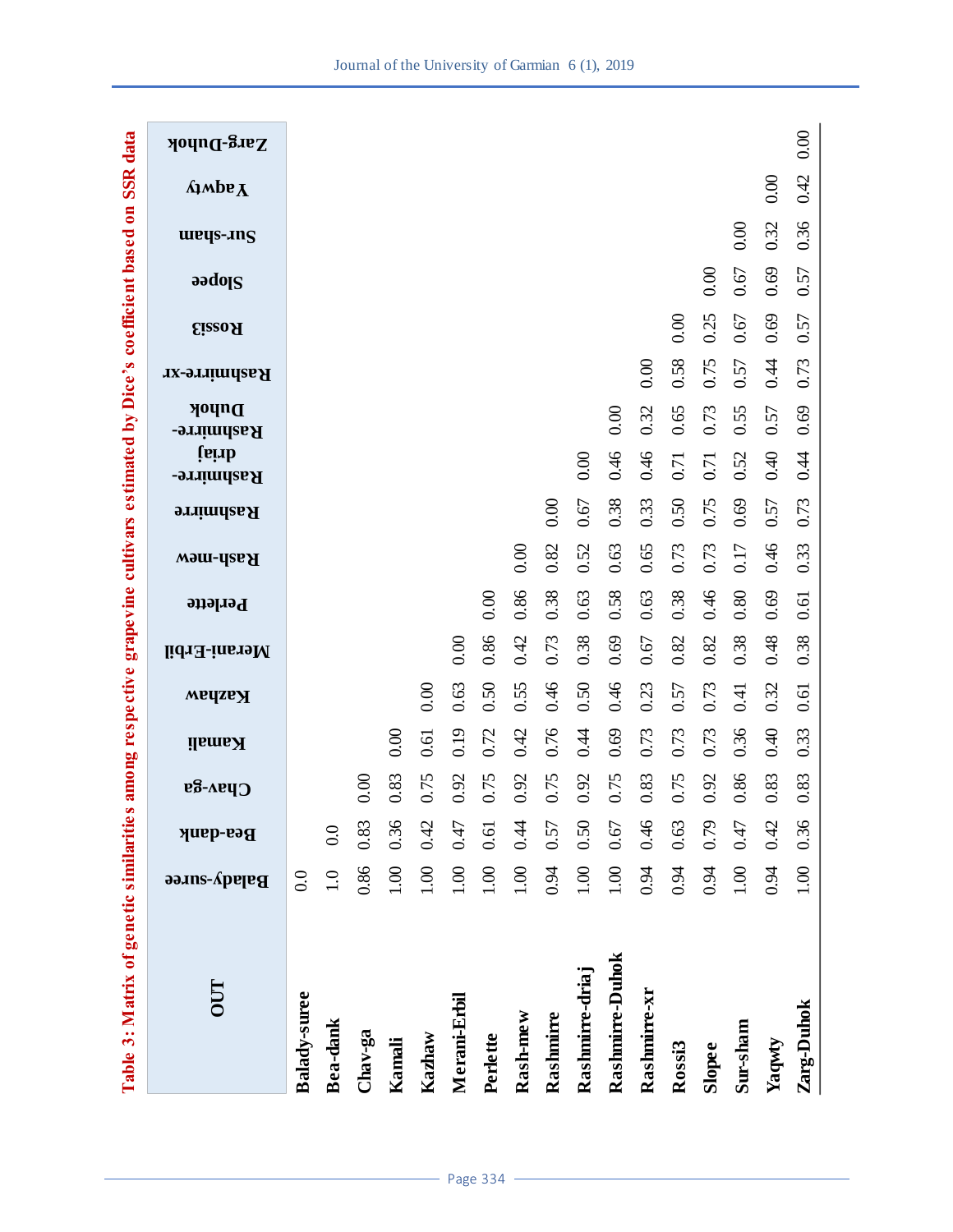**Table 3: Matrix of genetic similarities among respective grapevine cultivars estimated by Dice's coefficient based on SSR data**

| OUT | Balady-suree | Bea-dank | Chav-ga | Kamali | Kazhaw | Merani-Erbil | Perlette | Rash-mew | Rashmirre | Rashmirre-driaj | Rashmirre-Duhok | Rashmirre-xr | Rossi3 | Slopee | Sur-sham | Yaqwty | Zarg-Duhok |
|---|---|---|---|---|---|---|---|---|---|---|---|---|---|---|---|---|---|
| **Balady-suree** | 0.0 | | | | | | | | | | | | | | | | |
| **Bea-dank** | 1.0 | 0.0 | | | | | | | | | | | | | | | |
| **Chav-ga** | 0.86 | 0.83 | 0.00 | | | | | | | | | | | | | | |
| **Kamali** | 1.00 | 0.36 | 0.83 | 0.00 | | | | | | | | | | | | | |
| **Kazhaw** | 1.00 | 0.42 | 0.75 | 0.61 | 0.00 | | | | | | | | | | | | |
| **Merani-Erbil** | 1.00 | 0.47 | 0.92 | 0.19 | 0.63 | 0.00 | | | | | | | | | | | |
| **Perlette** | 1.00 | 0.61 | 0.75 | 0.72 | 0.50 | 0.86 | 0.00 | | | | | | | | | | |
| **Rash-mew** | 1.00 | 0.44 | 0.92 | 0.42 | 0.55 | 0.42 | 0.86 | 0.00 | | | | | | | | | |
| **Rashmirre** | 0.94 | 0.57 | 0.75 | 0.76 | 0.46 | 0.73 | 0.38 | 0.82 | 0.00 | | | | | | | | |
| **Rashmirre-driaj** | 1.00 | 0.50 | 0.92 | 0.44 | 0.50 | 0.38 | 0.63 | 0.52 | 0.67 | 0.00 | | | | | | | |
| **Rashmirre-Duhok** | 1.00 | 0.67 | 0.75 | 0.69 | 0.46 | 0.69 | 0.58 | 0.63 | 0.38 | 0.46 | 0.00 | | | | | | |
| **Rashmirre-xr** | 0.94 | 0.46 | 0.83 | 0.73 | 0.23 | 0.67 | 0.63 | 0.65 | 0.33 | 0.46 | 0.32 | 0.00 | | | | | |
| **Rossi3** | 0.94 | 0.63 | 0.75 | 0.73 | 0.57 | 0.82 | 0.38 | 0.73 | 0.50 | 0.71 | 0.65 | 0.58 | 0.00 | | | | |
| **Slopee** | 0.94 | 0.79 | 0.92 | 0.73 | 0.73 | 0.82 | 0.46 | 0.73 | 0.75 | 0.71 | 0.73 | 0.75 | 0.25 | 0.00 | | | |
| **Sur-sham** | 1.00 | 0.47 | 0.86 | 0.36 | 0.41 | 0.38 | 0.80 | 0.17 | 0.69 | 0.52 | 0.55 | 0.57 | 0.67 | 0.67 | 0.00 | | |
| **Yaqwty** | 0.94 | 0.42 | 0.83 | 0.40 | 0.32 | 0.48 | 0.69 | 0.46 | 0.57 | 0.40 | 0.57 | 0.44 | 0.69 | 0.69 | 0.32 | 0.00 | |
| **Zarg-Duhok** | 1.00 | 0.36 | 0.83 | 0.33 | 0.61 | 0.38 | 0.61 | 0.33 | 0.73 | 0.44 | 0.69 | 0.73 | 0.57 | 0.57 | 0.36 | 0.42 | 0.00 |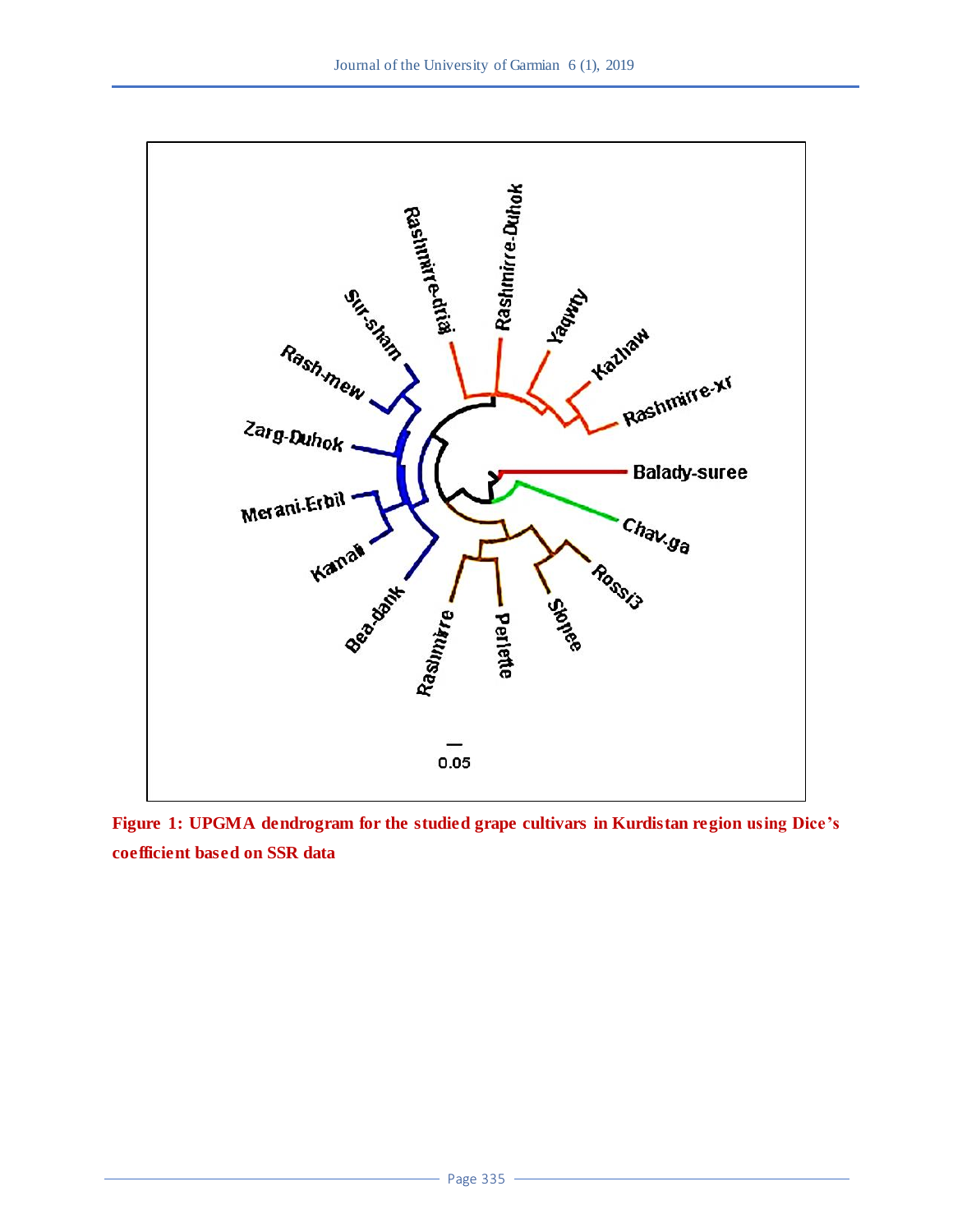Rashmirre-diqi

Rashmirre-Duhok

Yaqwty

Kazhaw

Rashmirre-xr

Sur-sham

Rash-mew

Zarg-Duhok

Balady-suree

Merani-Erbil

Chav-ga

Kamali

Bea-dank

Rossi3

Slopee

Rashmirre

Perlette

0.05

**Figure 1: UPGMA dendrogram for the studied grape cultivars in Kurdistan region using Dice's coefficient based on SSR data**